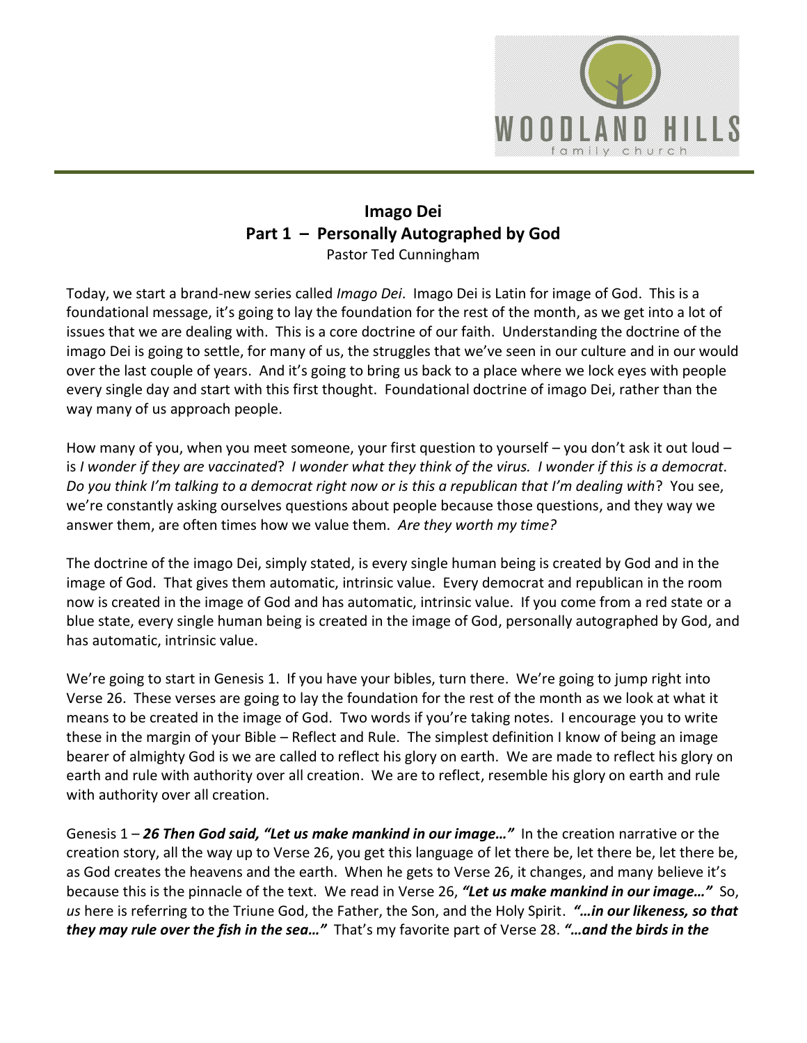# Imago Dei
## Part 1 – Personally Autographed by God
Pastor Ted Cunningham

Today, we start a brand-new series called *Imago Dei*. Imago Dei is Latin for image of God. This is a foundational message, it's going to lay the foundation for the rest of the month, as we get into a lot of issues that we are dealing with. This is a core doctrine of our faith. Understanding the doctrine of the imago Dei is going to settle, for many of us, the struggles that we've seen in our culture and in our would over the last couple of years. And it's going to bring us back to a place where we lock eyes with people every single day and start with this first thought. Foundational doctrine of imago Dei, rather than the way many of us approach people.

How many of you, when you meet someone, your first question to yourself – you don't ask it out loud – is *I wonder if they are vaccinated*? *I wonder what they think of the virus. I wonder if this is a democrat. Do you think I'm talking to a democrat right now or is this a republican that I'm dealing with*? You see, we're constantly asking ourselves questions about people because those questions, and they way we answer them, are often times how we value them. *Are they worth my time?*

The doctrine of the imago Dei, simply stated, is every single human being is created by God and in the image of God. That gives them automatic, intrinsic value. Every democrat and republican in the room now is created in the image of God and has automatic, intrinsic value. If you come from a red state or a blue state, every single human being is created in the image of God, personally autographed by God, and has automatic, intrinsic value.

We're going to start in Genesis 1. If you have your bibles, turn there. We're going to jump right into Verse 26. These verses are going to lay the foundation for the rest of the month as we look at what it means to be created in the image of God. Two words if you're taking notes. I encourage you to write these in the margin of your Bible – Reflect and Rule. The simplest definition I know of being an image bearer of almighty God is we are called to reflect his glory on earth. We are made to reflect his glory on earth and rule with authority over all creation. We are to reflect, resemble his glory on earth and rule with authority over all creation.

Genesis 1 – ***26 Then God said, "Let us make mankind in our image…"*** In the creation narrative or the creation story, all the way up to Verse 26, you get this language of let there be, let there be, let there be, as God creates the heavens and the earth. When he gets to Verse 26, it changes, and many believe it's because this is the pinnacle of the text. We read in Verse 26, ***"Let us make mankind in our image…"*** So, *us* here is referring to the Triune God, the Father, the Son, and the Holy Spirit. ***"…in our likeness, so that they may rule over the fish in the sea…"*** That's my favorite part of Verse 28. ***"…and the birds in the***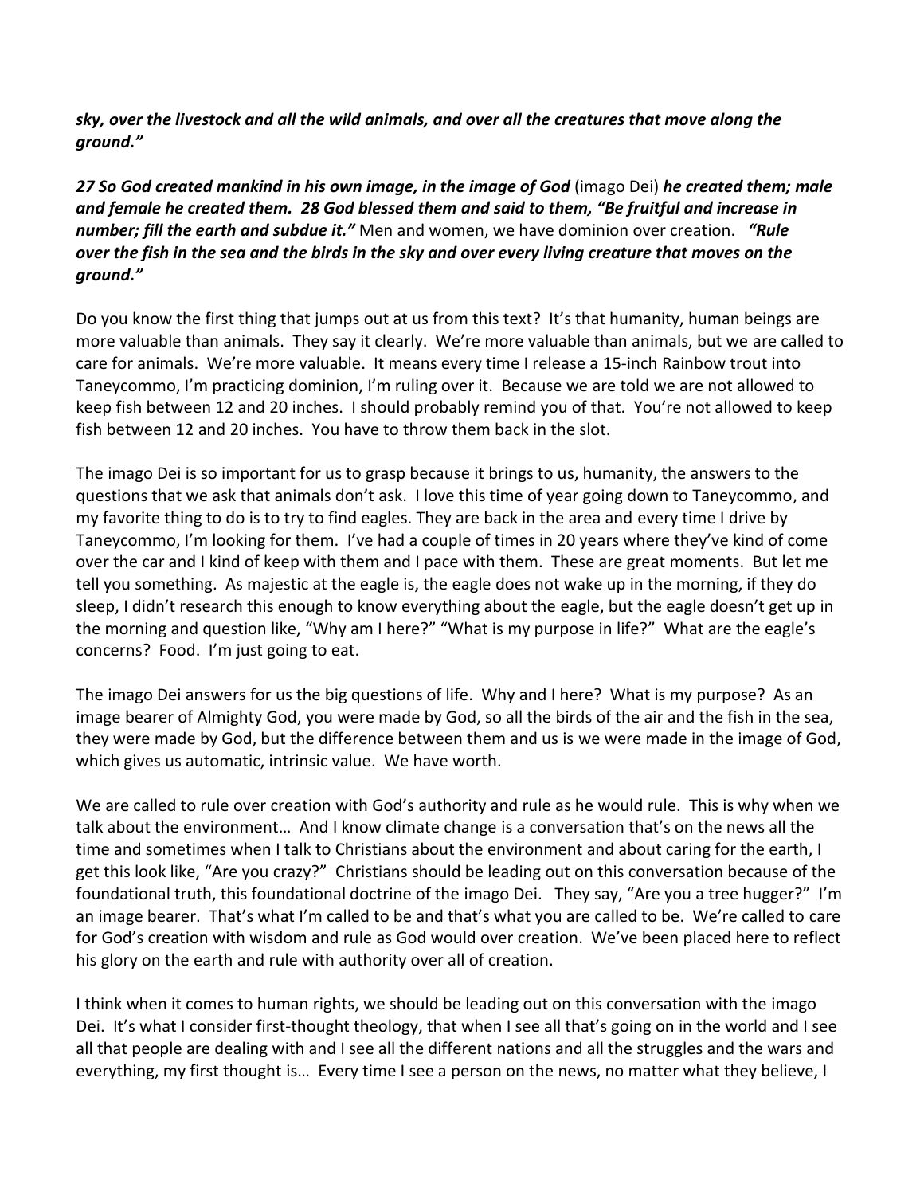***sky, over the livestock and all the wild animals, and over all the creatures that move along the ground."***

***27 So God created mankind in his own image, in the image of God*** (imago Dei) ***he created them; male and female he created them. 28 God blessed them and said to them, "Be fruitful and increase in number; fill the earth and subdue it."*** Men and women, we have dominion over creation. ***"Rule over the fish in the sea and the birds in the sky and over every living creature that moves on the ground."***

Do you know the first thing that jumps out at us from this text? It's that humanity, human beings are more valuable than animals. They say it clearly. We're more valuable than animals, but we are called to care for animals. We're more valuable. It means every time I release a 15-inch Rainbow trout into Taneycommo, I'm practicing dominion, I'm ruling over it. Because we are told we are not allowed to keep fish between 12 and 20 inches. I should probably remind you of that. You're not allowed to keep fish between 12 and 20 inches. You have to throw them back in the slot.

The imago Dei is so important for us to grasp because it brings to us, humanity, the answers to the questions that we ask that animals don't ask. I love this time of year going down to Taneycommo, and my favorite thing to do is to try to find eagles. They are back in the area and every time I drive by Taneycommo, I'm looking for them. I've had a couple of times in 20 years where they've kind of come over the car and I kind of keep with them and I pace with them. These are great moments. But let me tell you something. As majestic at the eagle is, the eagle does not wake up in the morning, if they do sleep, I didn't research this enough to know everything about the eagle, but the eagle doesn't get up in the morning and question like, "Why am I here?" "What is my purpose in life?" What are the eagle's concerns? Food. I'm just going to eat.

The imago Dei answers for us the big questions of life. Why and I here? What is my purpose? As an image bearer of Almighty God, you were made by God, so all the birds of the air and the fish in the sea, they were made by God, but the difference between them and us is we were made in the image of God, which gives us automatic, intrinsic value. We have worth.

We are called to rule over creation with God's authority and rule as he would rule. This is why when we talk about the environment… And I know climate change is a conversation that's on the news all the time and sometimes when I talk to Christians about the environment and about caring for the earth, I get this look like, "Are you crazy?" Christians should be leading out on this conversation because of the foundational truth, this foundational doctrine of the imago Dei. They say, "Are you a tree hugger?" I'm an image bearer. That's what I'm called to be and that's what you are called to be. We're called to care for God's creation with wisdom and rule as God would over creation. We've been placed here to reflect his glory on the earth and rule with authority over all of creation.

I think when it comes to human rights, we should be leading out on this conversation with the imago Dei. It's what I consider first-thought theology, that when I see all that's going on in the world and I see all that people are dealing with and I see all the different nations and all the struggles and the wars and everything, my first thought is… Every time I see a person on the news, no matter what they believe, I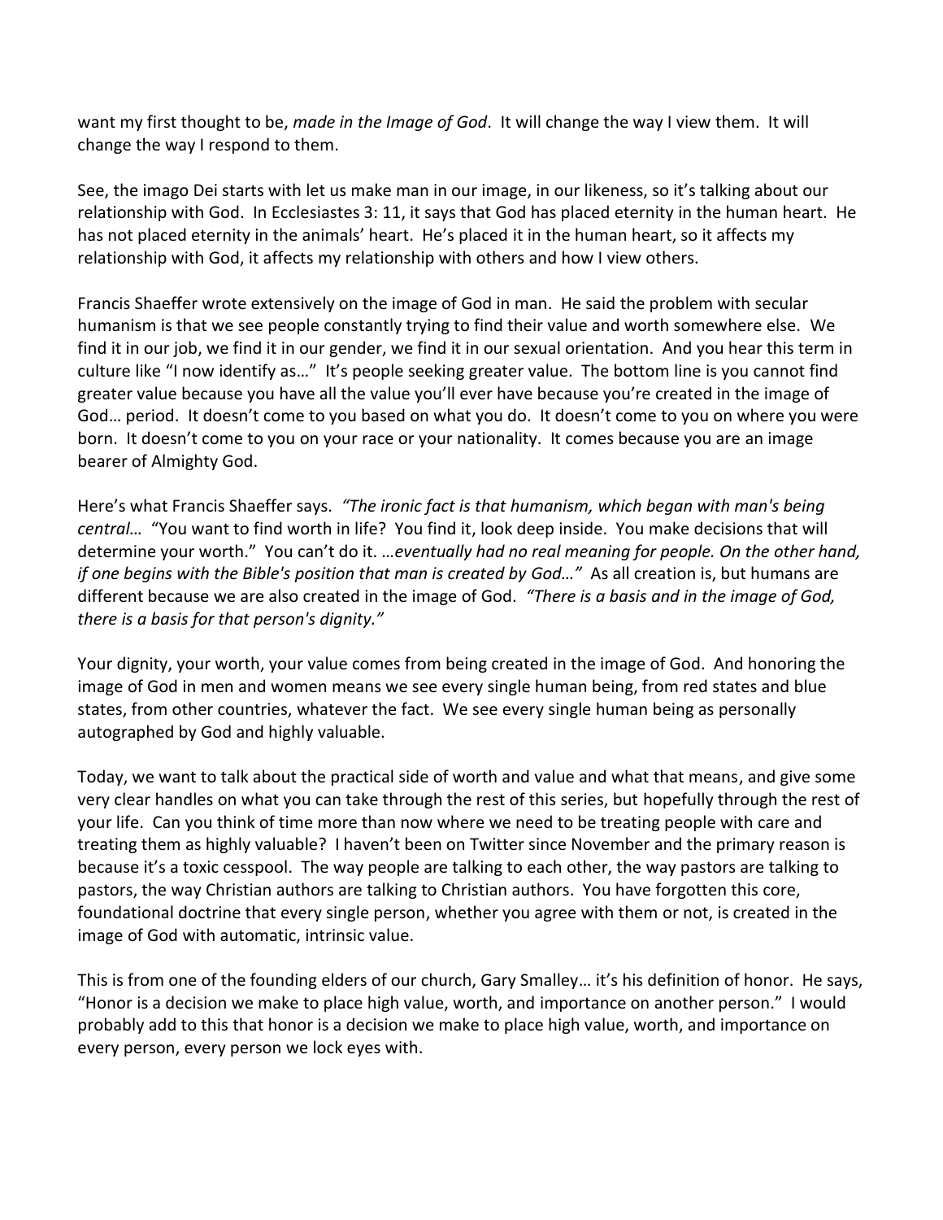want my first thought to be, *made in the Image of God*. It will change the way I view them. It will change the way I respond to them.

See, the imago Dei starts with let us make man in our image, in our likeness, so it's talking about our relationship with God. In Ecclesiastes 3: 11, it says that God has placed eternity in the human heart. He has not placed eternity in the animals' heart. He's placed it in the human heart, so it affects my relationship with God, it affects my relationship with others and how I view others.

Francis Shaeffer wrote extensively on the image of God in man. He said the problem with secular humanism is that we see people constantly trying to find their value and worth somewhere else. We find it in our job, we find it in our gender, we find it in our sexual orientation. And you hear this term in culture like "I now identify as…" It's people seeking greater value. The bottom line is you cannot find greater value because you have all the value you'll ever have because you're created in the image of God… period. It doesn't come to you based on what you do. It doesn't come to you on where you were born. It doesn't come to you on your race or your nationality. It comes because you are an image bearer of Almighty God.

Here's what Francis Shaeffer says. *"The ironic fact is that humanism, which began with man's being central…* "You want to find worth in life? You find it, look deep inside. You make decisions that will determine your worth." You can't do it. *…eventually had no real meaning for people. On the other hand, if one begins with the Bible's position that man is created by God…"* As all creation is, but humans are different because we are also created in the image of God. *"There is a basis and in the image of God, there is a basis for that person's dignity."*

Your dignity, your worth, your value comes from being created in the image of God. And honoring the image of God in men and women means we see every single human being, from red states and blue states, from other countries, whatever the fact. We see every single human being as personally autographed by God and highly valuable.

Today, we want to talk about the practical side of worth and value and what that means, and give some very clear handles on what you can take through the rest of this series, but hopefully through the rest of your life. Can you think of time more than now where we need to be treating people with care and treating them as highly valuable? I haven't been on Twitter since November and the primary reason is because it's a toxic cesspool. The way people are talking to each other, the way pastors are talking to pastors, the way Christian authors are talking to Christian authors. You have forgotten this core, foundational doctrine that every single person, whether you agree with them or not, is created in the image of God with automatic, intrinsic value.

This is from one of the founding elders of our church, Gary Smalley… it's his definition of honor. He says, "Honor is a decision we make to place high value, worth, and importance on another person." I would probably add to this that honor is a decision we make to place high value, worth, and importance on every person, every person we lock eyes with.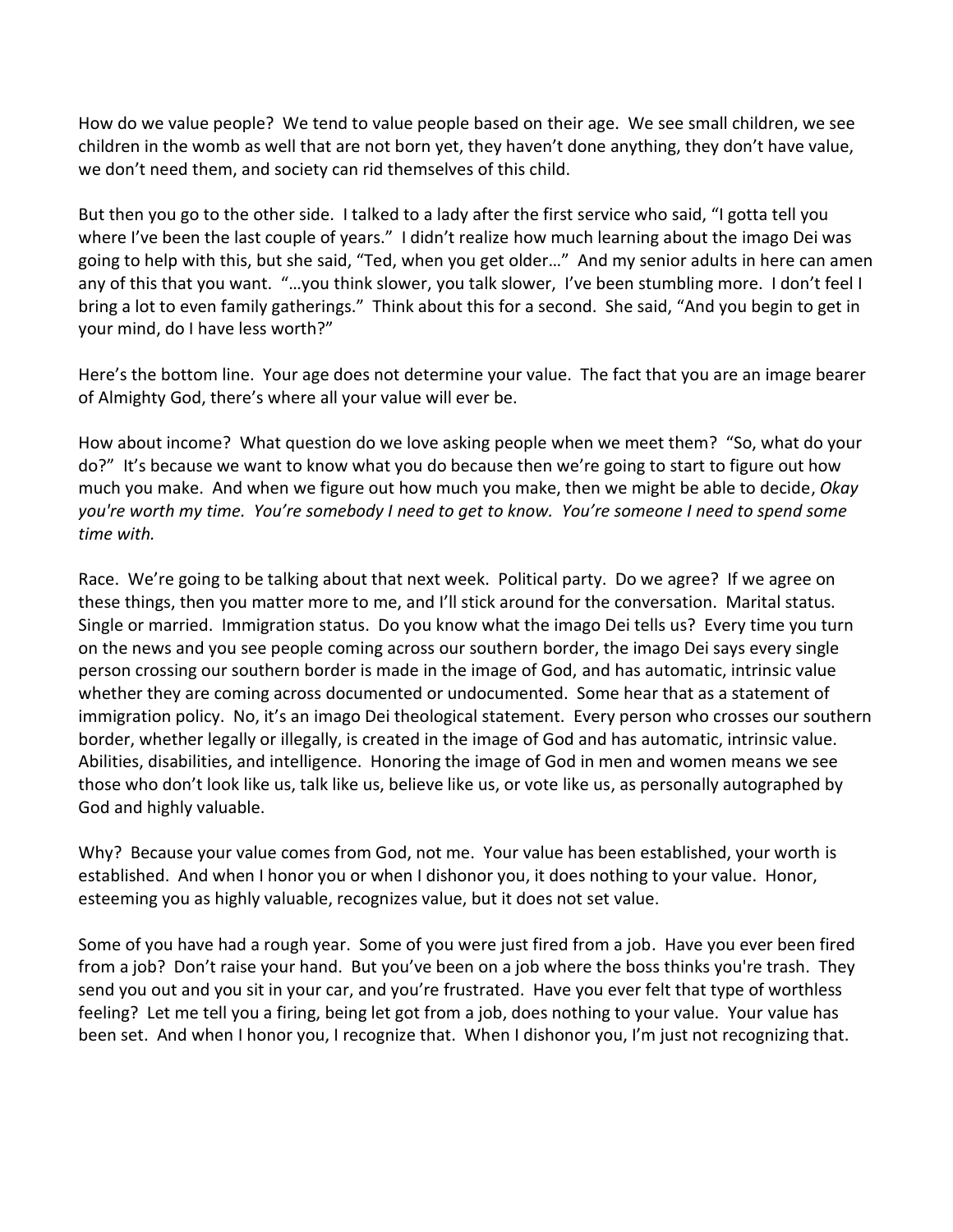How do we value people? We tend to value people based on their age. We see small children, we see children in the womb as well that are not born yet, they haven't done anything, they don't have value, we don't need them, and society can rid themselves of this child.

But then you go to the other side. I talked to a lady after the first service who said, "I gotta tell you where I've been the last couple of years." I didn't realize how much learning about the imago Dei was going to help with this, but she said, "Ted, when you get older…" And my senior adults in here can amen any of this that you want. "…you think slower, you talk slower, I've been stumbling more. I don't feel I bring a lot to even family gatherings." Think about this for a second. She said, "And you begin to get in your mind, do I have less worth?"

Here's the bottom line. Your age does not determine your value. The fact that you are an image bearer of Almighty God, there's where all your value will ever be.

How about income? What question do we love asking people when we meet them? "So, what do your do?" It's because we want to know what you do because then we're going to start to figure out how much you make. And when we figure out how much you make, then we might be able to decide, *Okay you're worth my time. You're somebody I need to get to know. You're someone I need to spend some time with.*

Race. We're going to be talking about that next week. Political party. Do we agree? If we agree on these things, then you matter more to me, and I'll stick around for the conversation. Marital status. Single or married. Immigration status. Do you know what the imago Dei tells us? Every time you turn on the news and you see people coming across our southern border, the imago Dei says every single person crossing our southern border is made in the image of God, and has automatic, intrinsic value whether they are coming across documented or undocumented. Some hear that as a statement of immigration policy. No, it's an imago Dei theological statement. Every person who crosses our southern border, whether legally or illegally, is created in the image of God and has automatic, intrinsic value. Abilities, disabilities, and intelligence. Honoring the image of God in men and women means we see those who don't look like us, talk like us, believe like us, or vote like us, as personally autographed by God and highly valuable.

Why? Because your value comes from God, not me. Your value has been established, your worth is established. And when I honor you or when I dishonor you, it does nothing to your value. Honor, esteeming you as highly valuable, recognizes value, but it does not set value.

Some of you have had a rough year. Some of you were just fired from a job. Have you ever been fired from a job? Don't raise your hand. But you've been on a job where the boss thinks you're trash. They send you out and you sit in your car, and you're frustrated. Have you ever felt that type of worthless feeling? Let me tell you a firing, being let got from a job, does nothing to your value. Your value has been set. And when I honor you, I recognize that. When I dishonor you, I'm just not recognizing that.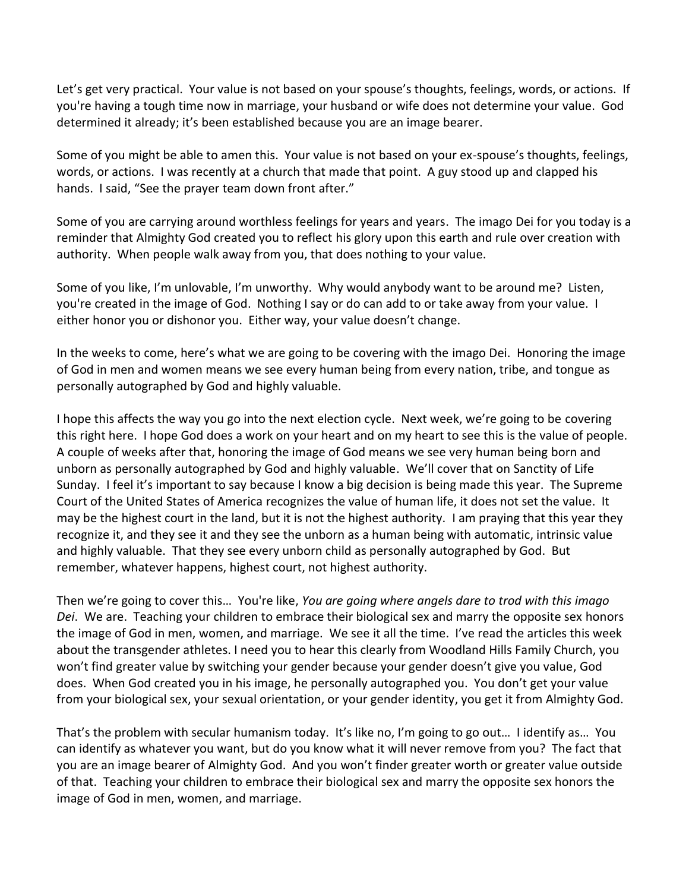Let's get very practical. Your value is not based on your spouse's thoughts, feelings, words, or actions. If you're having a tough time now in marriage, your husband or wife does not determine your value. God determined it already; it's been established because you are an image bearer.

Some of you might be able to amen this. Your value is not based on your ex-spouse's thoughts, feelings, words, or actions. I was recently at a church that made that point. A guy stood up and clapped his hands. I said, "See the prayer team down front after."

Some of you are carrying around worthless feelings for years and years. The imago Dei for you today is a reminder that Almighty God created you to reflect his glory upon this earth and rule over creation with authority. When people walk away from you, that does nothing to your value.

Some of you like, I'm unlovable, I'm unworthy. Why would anybody want to be around me? Listen, you're created in the image of God. Nothing I say or do can add to or take away from your value. I either honor you or dishonor you. Either way, your value doesn't change.

In the weeks to come, here's what we are going to be covering with the imago Dei. Honoring the image of God in men and women means we see every human being from every nation, tribe, and tongue as personally autographed by God and highly valuable.

I hope this affects the way you go into the next election cycle. Next week, we're going to be covering this right here. I hope God does a work on your heart and on my heart to see this is the value of people. A couple of weeks after that, honoring the image of God means we see very human being born and unborn as personally autographed by God and highly valuable. We'll cover that on Sanctity of Life Sunday. I feel it's important to say because I know a big decision is being made this year. The Supreme Court of the United States of America recognizes the value of human life, it does not set the value. It may be the highest court in the land, but it is not the highest authority. I am praying that this year they recognize it, and they see it and they see the unborn as a human being with automatic, intrinsic value and highly valuable. That they see every unborn child as personally autographed by God. But remember, whatever happens, highest court, not highest authority.

Then we're going to cover this… You're like, *You are going where angels dare to trod with this imago Dei*. We are. Teaching your children to embrace their biological sex and marry the opposite sex honors the image of God in men, women, and marriage. We see it all the time. I've read the articles this week about the transgender athletes. I need you to hear this clearly from Woodland Hills Family Church, you won't find greater value by switching your gender because your gender doesn't give you value, God does. When God created you in his image, he personally autographed you. You don't get your value from your biological sex, your sexual orientation, or your gender identity, you get it from Almighty God.

That's the problem with secular humanism today. It's like no, I'm going to go out… I identify as… You can identify as whatever you want, but do you know what it will never remove from you? The fact that you are an image bearer of Almighty God. And you won't finder greater worth or greater value outside of that. Teaching your children to embrace their biological sex and marry the opposite sex honors the image of God in men, women, and marriage.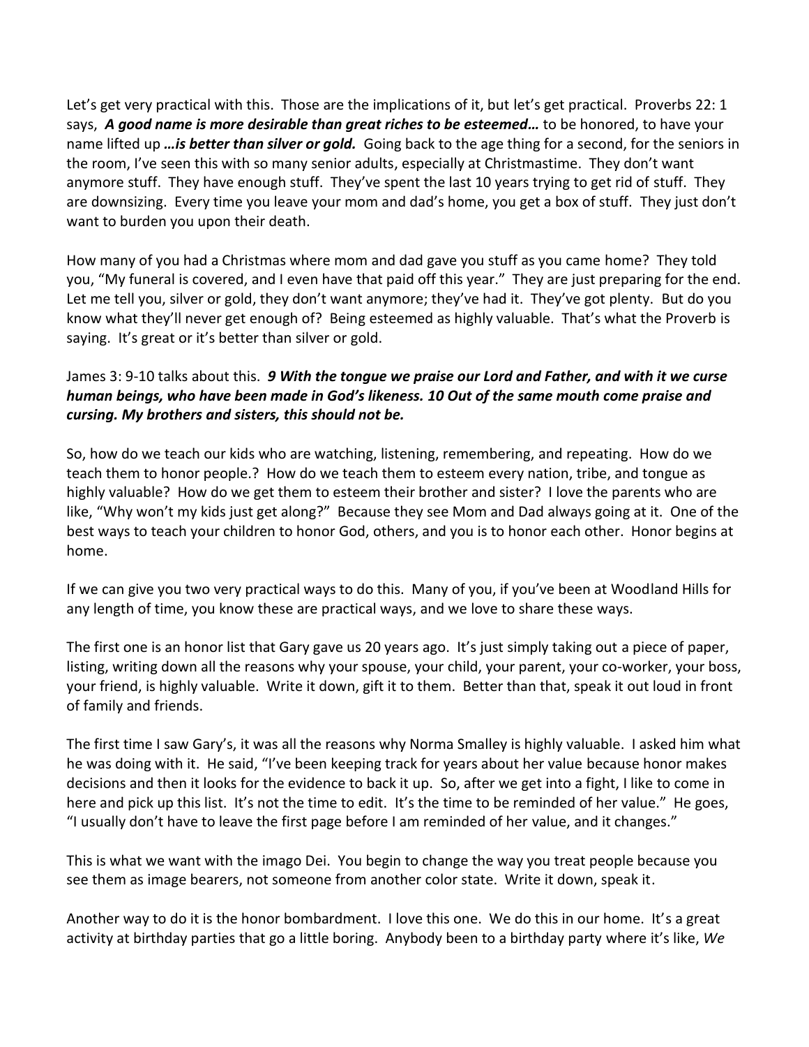Let's get very practical with this. Those are the implications of it, but let's get practical. Proverbs 22: 1 says, ***A good name is more desirable than great riches to be esteemed…*** to be honored, to have your name lifted up ***…is better than silver or gold.*** Going back to the age thing for a second, for the seniors in the room, I've seen this with so many senior adults, especially at Christmastime. They don't want anymore stuff. They have enough stuff. They've spent the last 10 years trying to get rid of stuff. They are downsizing. Every time you leave your mom and dad's home, you get a box of stuff. They just don't want to burden you upon their death.

How many of you had a Christmas where mom and dad gave you stuff as you came home? They told you, "My funeral is covered, and I even have that paid off this year." They are just preparing for the end. Let me tell you, silver or gold, they don't want anymore; they've had it. They've got plenty. But do you know what they'll never get enough of? Being esteemed as highly valuable. That's what the Proverb is saying. It's great or it's better than silver or gold.

James 3: 9-10 talks about this. ***9 With the tongue we praise our Lord and Father, and with it we curse human beings, who have been made in God's likeness. 10 Out of the same mouth come praise and cursing. My brothers and sisters, this should not be.***

So, how do we teach our kids who are watching, listening, remembering, and repeating. How do we teach them to honor people.? How do we teach them to esteem every nation, tribe, and tongue as highly valuable? How do we get them to esteem their brother and sister? I love the parents who are like, "Why won't my kids just get along?" Because they see Mom and Dad always going at it. One of the best ways to teach your children to honor God, others, and you is to honor each other. Honor begins at home.

If we can give you two very practical ways to do this. Many of you, if you've been at Woodland Hills for any length of time, you know these are practical ways, and we love to share these ways.

The first one is an honor list that Gary gave us 20 years ago. It's just simply taking out a piece of paper, listing, writing down all the reasons why your spouse, your child, your parent, your co-worker, your boss, your friend, is highly valuable. Write it down, gift it to them. Better than that, speak it out loud in front of family and friends.

The first time I saw Gary's, it was all the reasons why Norma Smalley is highly valuable. I asked him what he was doing with it. He said, "I've been keeping track for years about her value because honor makes decisions and then it looks for the evidence to back it up. So, after we get into a fight, I like to come in here and pick up this list. It's not the time to edit. It's the time to be reminded of her value." He goes, "I usually don't have to leave the first page before I am reminded of her value, and it changes."

This is what we want with the imago Dei. You begin to change the way you treat people because you see them as image bearers, not someone from another color state. Write it down, speak it.

Another way to do it is the honor bombardment. I love this one. We do this in our home. It's a great activity at birthday parties that go a little boring. Anybody been to a birthday party where it's like, *We*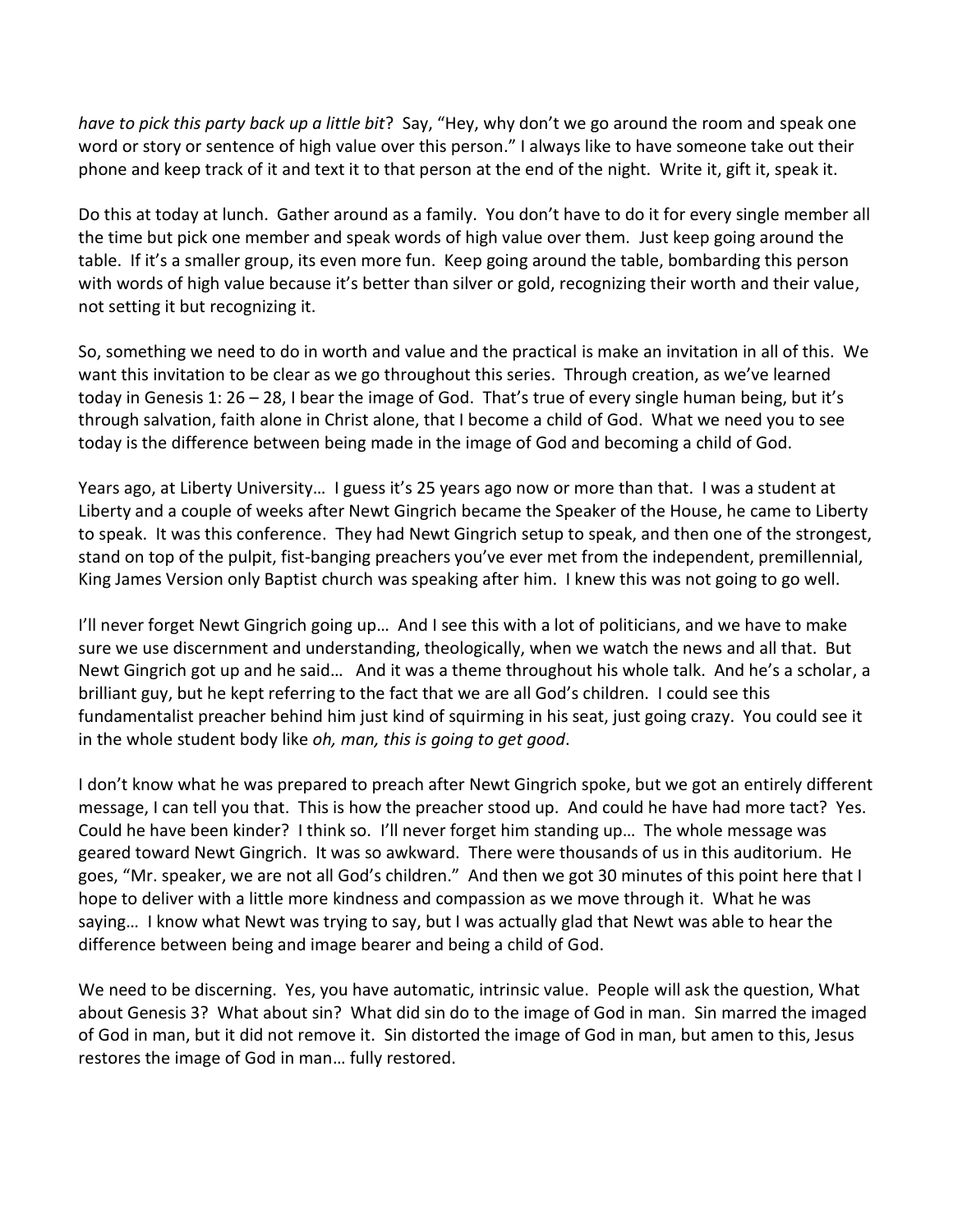*have to pick this party back up a little bit*? Say, "Hey, why don't we go around the room and speak one word or story or sentence of high value over this person." I always like to have someone take out their phone and keep track of it and text it to that person at the end of the night. Write it, gift it, speak it.

Do this at today at lunch. Gather around as a family. You don't have to do it for every single member all the time but pick one member and speak words of high value over them. Just keep going around the table. If it's a smaller group, its even more fun. Keep going around the table, bombarding this person with words of high value because it's better than silver or gold, recognizing their worth and their value, not setting it but recognizing it.

So, something we need to do in worth and value and the practical is make an invitation in all of this. We want this invitation to be clear as we go throughout this series. Through creation, as we've learned today in Genesis 1: 26 – 28, I bear the image of God. That's true of every single human being, but it's through salvation, faith alone in Christ alone, that I become a child of God. What we need you to see today is the difference between being made in the image of God and becoming a child of God.

Years ago, at Liberty University… I guess it's 25 years ago now or more than that. I was a student at Liberty and a couple of weeks after Newt Gingrich became the Speaker of the House, he came to Liberty to speak. It was this conference. They had Newt Gingrich setup to speak, and then one of the strongest, stand on top of the pulpit, fist-banging preachers you've ever met from the independent, premillennial, King James Version only Baptist church was speaking after him. I knew this was not going to go well.

I'll never forget Newt Gingrich going up… And I see this with a lot of politicians, and we have to make sure we use discernment and understanding, theologically, when we watch the news and all that. But Newt Gingrich got up and he said… And it was a theme throughout his whole talk. And he's a scholar, a brilliant guy, but he kept referring to the fact that we are all God's children. I could see this fundamentalist preacher behind him just kind of squirming in his seat, just going crazy. You could see it in the whole student body like *oh, man, this is going to get good*.

I don't know what he was prepared to preach after Newt Gingrich spoke, but we got an entirely different message, I can tell you that. This is how the preacher stood up. And could he have had more tact? Yes. Could he have been kinder? I think so. I'll never forget him standing up… The whole message was geared toward Newt Gingrich. It was so awkward. There were thousands of us in this auditorium. He goes, "Mr. speaker, we are not all God's children." And then we got 30 minutes of this point here that I hope to deliver with a little more kindness and compassion as we move through it. What he was saying… I know what Newt was trying to say, but I was actually glad that Newt was able to hear the difference between being and image bearer and being a child of God.

We need to be discerning. Yes, you have automatic, intrinsic value. People will ask the question, What about Genesis 3? What about sin? What did sin do to the image of God in man. Sin marred the imaged of God in man, but it did not remove it. Sin distorted the image of God in man, but amen to this, Jesus restores the image of God in man… fully restored.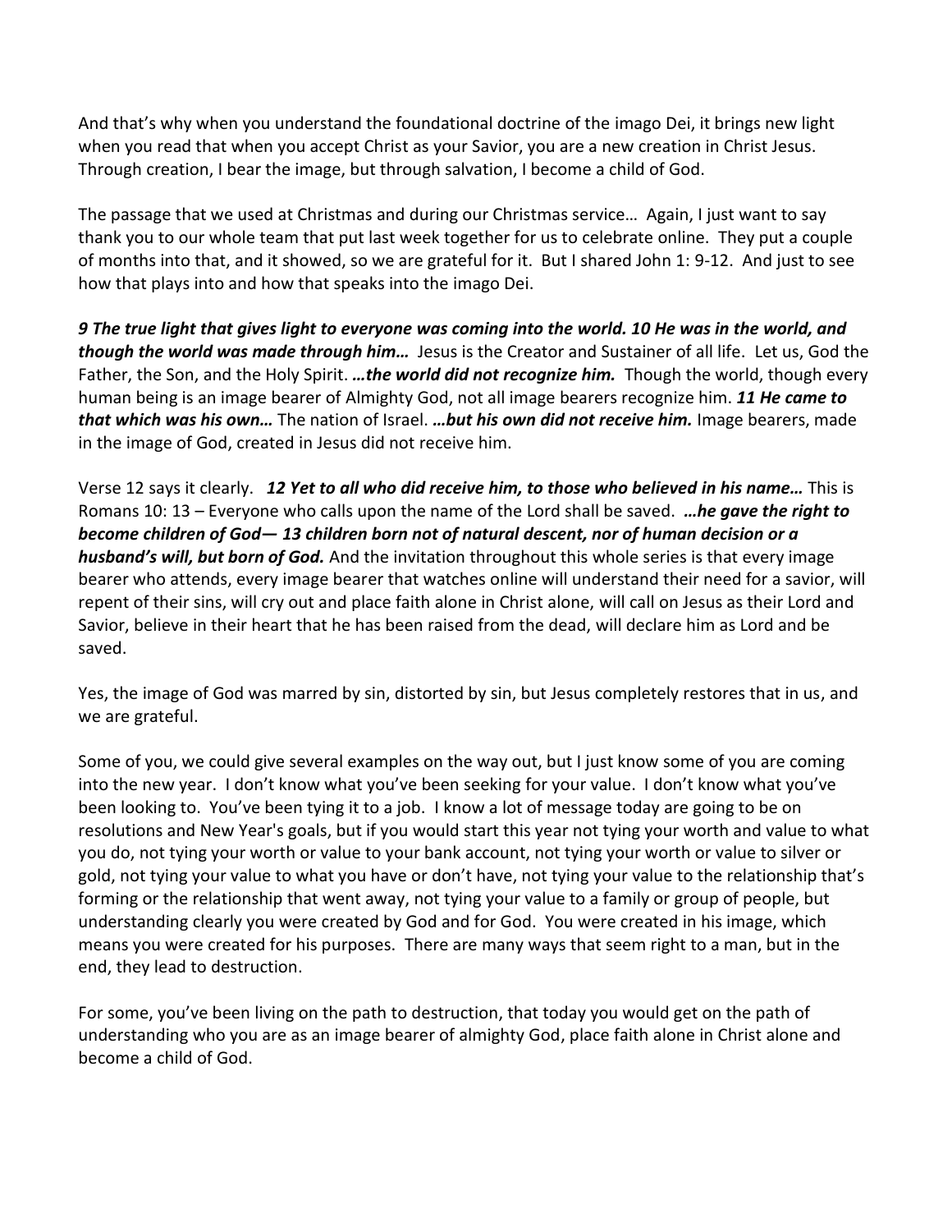And that's why when you understand the foundational doctrine of the imago Dei, it brings new light when you read that when you accept Christ as your Savior, you are a new creation in Christ Jesus. Through creation, I bear the image, but through salvation, I become a child of God.

The passage that we used at Christmas and during our Christmas service… Again, I just want to say thank you to our whole team that put last week together for us to celebrate online. They put a couple of months into that, and it showed, so we are grateful for it. But I shared John 1: 9-12. And just to see how that plays into and how that speaks into the imago Dei.

***9 The true light that gives light to everyone was coming into the world. 10 He was in the world, and though the world was made through him…*** Jesus is the Creator and Sustainer of all life. Let us, God the Father, the Son, and the Holy Spirit. ***…the world did not recognize him.*** Though the world, though every human being is an image bearer of Almighty God, not all image bearers recognize him. ***11 He came to that which was his own…*** The nation of Israel. ***…but his own did not receive him.*** Image bearers, made in the image of God, created in Jesus did not receive him.

Verse 12 says it clearly. ***12 Yet to all who did receive him, to those who believed in his name…*** This is Romans 10: 13 – Everyone who calls upon the name of the Lord shall be saved. ***…he gave the right to become children of God— 13 children born not of natural descent, nor of human decision or a husband's will, but born of God.*** And the invitation throughout this whole series is that every image bearer who attends, every image bearer that watches online will understand their need for a savior, will repent of their sins, will cry out and place faith alone in Christ alone, will call on Jesus as their Lord and Savior, believe in their heart that he has been raised from the dead, will declare him as Lord and be saved.

Yes, the image of God was marred by sin, distorted by sin, but Jesus completely restores that in us, and we are grateful.

Some of you, we could give several examples on the way out, but I just know some of you are coming into the new year. I don't know what you've been seeking for your value. I don't know what you've been looking to. You've been tying it to a job. I know a lot of message today are going to be on resolutions and New Year's goals, but if you would start this year not tying your worth and value to what you do, not tying your worth or value to your bank account, not tying your worth or value to silver or gold, not tying your value to what you have or don't have, not tying your value to the relationship that's forming or the relationship that went away, not tying your value to a family or group of people, but understanding clearly you were created by God and for God. You were created in his image, which means you were created for his purposes. There are many ways that seem right to a man, but in the end, they lead to destruction.

For some, you've been living on the path to destruction, that today you would get on the path of understanding who you are as an image bearer of almighty God, place faith alone in Christ alone and become a child of God.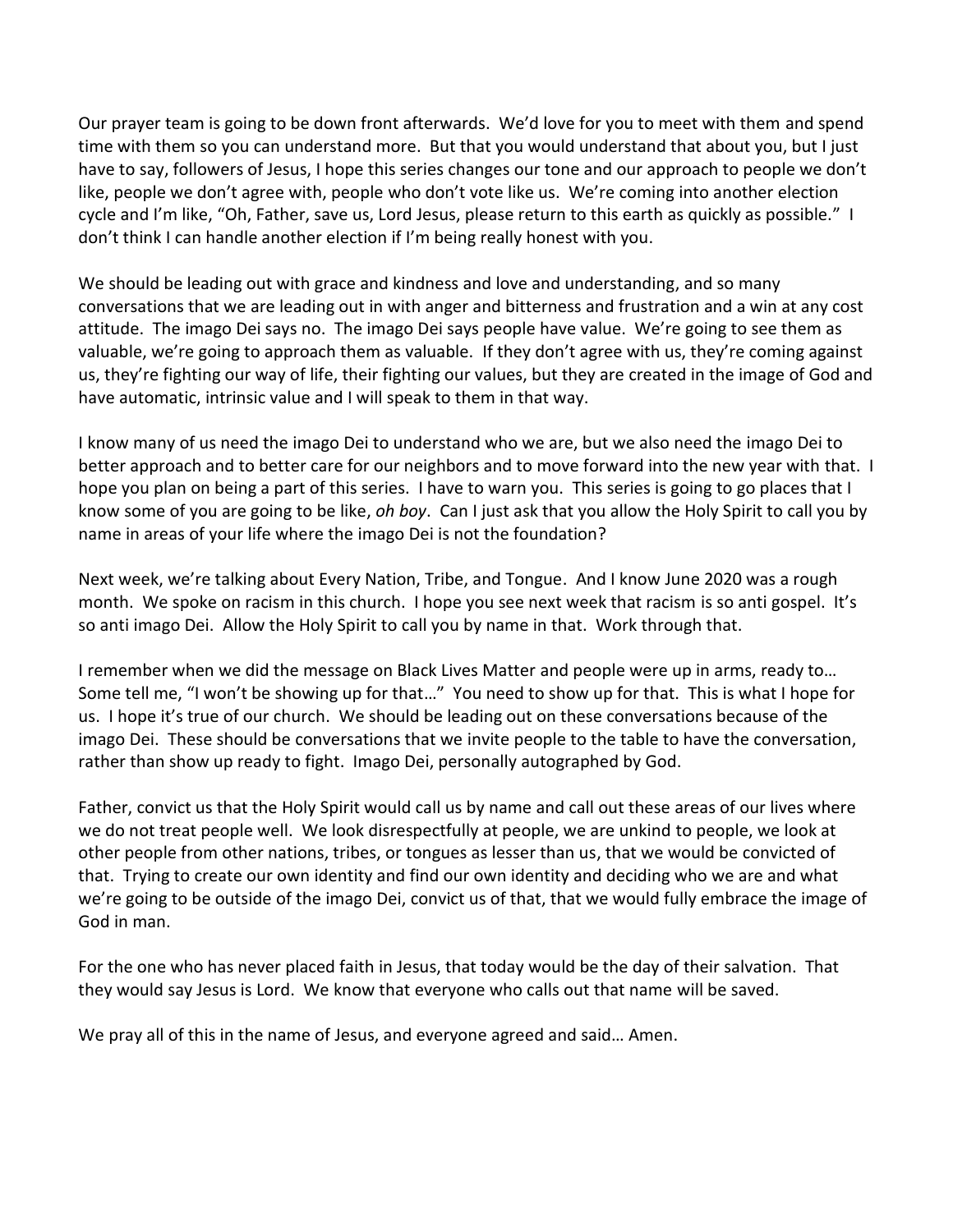Our prayer team is going to be down front afterwards. We'd love for you to meet with them and spend time with them so you can understand more. But that you would understand that about you, but I just have to say, followers of Jesus, I hope this series changes our tone and our approach to people we don't like, people we don't agree with, people who don't vote like us. We're coming into another election cycle and I'm like, "Oh, Father, save us, Lord Jesus, please return to this earth as quickly as possible." I don't think I can handle another election if I'm being really honest with you.

We should be leading out with grace and kindness and love and understanding, and so many conversations that we are leading out in with anger and bitterness and frustration and a win at any cost attitude. The imago Dei says no. The imago Dei says people have value. We're going to see them as valuable, we're going to approach them as valuable. If they don't agree with us, they're coming against us, they're fighting our way of life, their fighting our values, but they are created in the image of God and have automatic, intrinsic value and I will speak to them in that way.

I know many of us need the imago Dei to understand who we are, but we also need the imago Dei to better approach and to better care for our neighbors and to move forward into the new year with that. I hope you plan on being a part of this series. I have to warn you. This series is going to go places that I know some of you are going to be like, *oh boy*. Can I just ask that you allow the Holy Spirit to call you by name in areas of your life where the imago Dei is not the foundation?

Next week, we're talking about Every Nation, Tribe, and Tongue. And I know June 2020 was a rough month. We spoke on racism in this church. I hope you see next week that racism is so anti gospel. It's so anti imago Dei. Allow the Holy Spirit to call you by name in that. Work through that.

I remember when we did the message on Black Lives Matter and people were up in arms, ready to… Some tell me, "I won't be showing up for that…" You need to show up for that. This is what I hope for us. I hope it's true of our church. We should be leading out on these conversations because of the imago Dei. These should be conversations that we invite people to the table to have the conversation, rather than show up ready to fight. Imago Dei, personally autographed by God.

Father, convict us that the Holy Spirit would call us by name and call out these areas of our lives where we do not treat people well. We look disrespectfully at people, we are unkind to people, we look at other people from other nations, tribes, or tongues as lesser than us, that we would be convicted of that. Trying to create our own identity and find our own identity and deciding who we are and what we're going to be outside of the imago Dei, convict us of that, that we would fully embrace the image of God in man.

For the one who has never placed faith in Jesus, that today would be the day of their salvation. That they would say Jesus is Lord. We know that everyone who calls out that name will be saved.

We pray all of this in the name of Jesus, and everyone agreed and said… Amen.